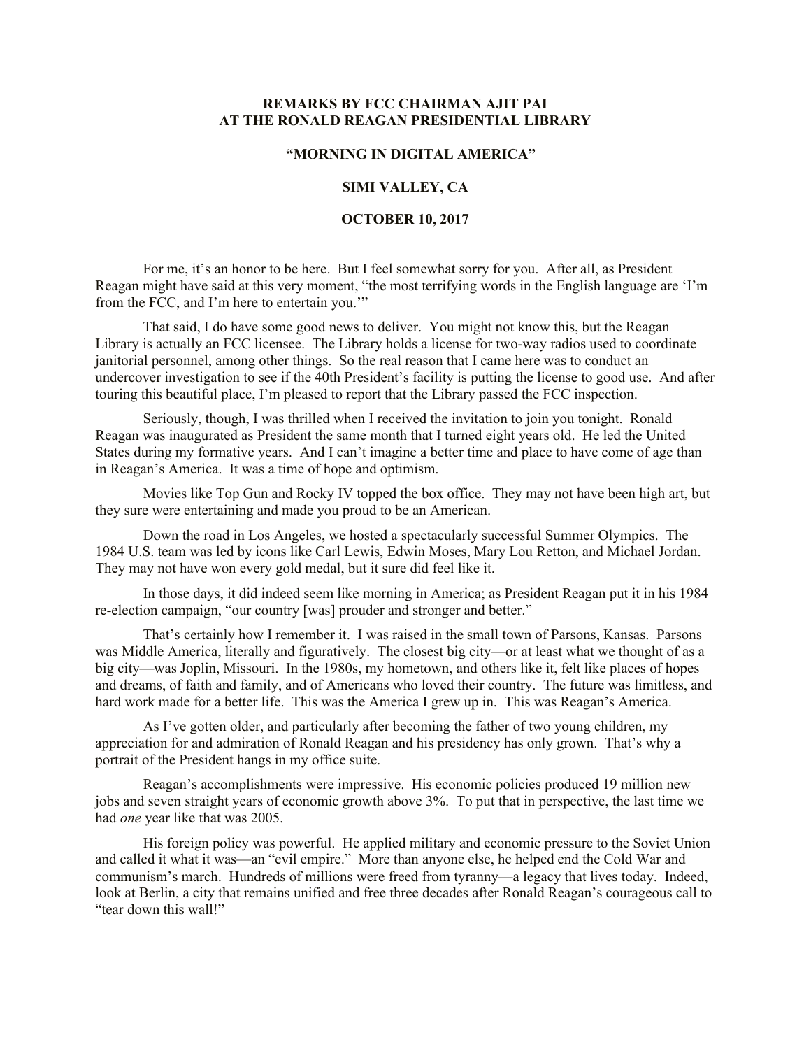**REMARKS BY FCC CHAIRMAN AJIT PAI**
**AT THE RONALD REAGAN PRESIDENTIAL LIBRARY**

**"MORNING IN DIGITAL AMERICA"**

**SIMI VALLEY, CA**

**OCTOBER 10, 2017**

For me, it's an honor to be here. But I feel somewhat sorry for you. After all, as President Reagan might have said at this very moment, "the most terrifying words in the English language are 'I'm from the FCC, and I'm here to entertain you.'"

That said, I do have some good news to deliver. You might not know this, but the Reagan Library is actually an FCC licensee. The Library holds a license for two-way radios used to coordinate janitorial personnel, among other things. So the real reason that I came here was to conduct an undercover investigation to see if the 40th President's facility is putting the license to good use. And after touring this beautiful place, I'm pleased to report that the Library passed the FCC inspection.

Seriously, though, I was thrilled when I received the invitation to join you tonight. Ronald Reagan was inaugurated as President the same month that I turned eight years old. He led the United States during my formative years. And I can't imagine a better time and place to have come of age than in Reagan's America. It was a time of hope and optimism.

Movies like Top Gun and Rocky IV topped the box office. They may not have been high art, but they sure were entertaining and made you proud to be an American.

Down the road in Los Angeles, we hosted a spectacularly successful Summer Olympics. The 1984 U.S. team was led by icons like Carl Lewis, Edwin Moses, Mary Lou Retton, and Michael Jordan. They may not have won every gold medal, but it sure did feel like it.

In those days, it did indeed seem like morning in America; as President Reagan put it in his 1984 re-election campaign, "our country [was] prouder and stronger and better."

That's certainly how I remember it. I was raised in the small town of Parsons, Kansas. Parsons was Middle America, literally and figuratively. The closest big city—or at least what we thought of as a big city—was Joplin, Missouri. In the 1980s, my hometown, and others like it, felt like places of hopes and dreams, of faith and family, and of Americans who loved their country. The future was limitless, and hard work made for a better life. This was the America I grew up in. This was Reagan's America.

As I've gotten older, and particularly after becoming the father of two young children, my appreciation for and admiration of Ronald Reagan and his presidency has only grown. That's why a portrait of the President hangs in my office suite.

Reagan's accomplishments were impressive. His economic policies produced 19 million new jobs and seven straight years of economic growth above 3%. To put that in perspective, the last time we had *one* year like that was 2005.

His foreign policy was powerful. He applied military and economic pressure to the Soviet Union and called it what it was—an "evil empire." More than anyone else, he helped end the Cold War and communism's march. Hundreds of millions were freed from tyranny—a legacy that lives today. Indeed, look at Berlin, a city that remains unified and free three decades after Ronald Reagan's courageous call to "tear down this wall!"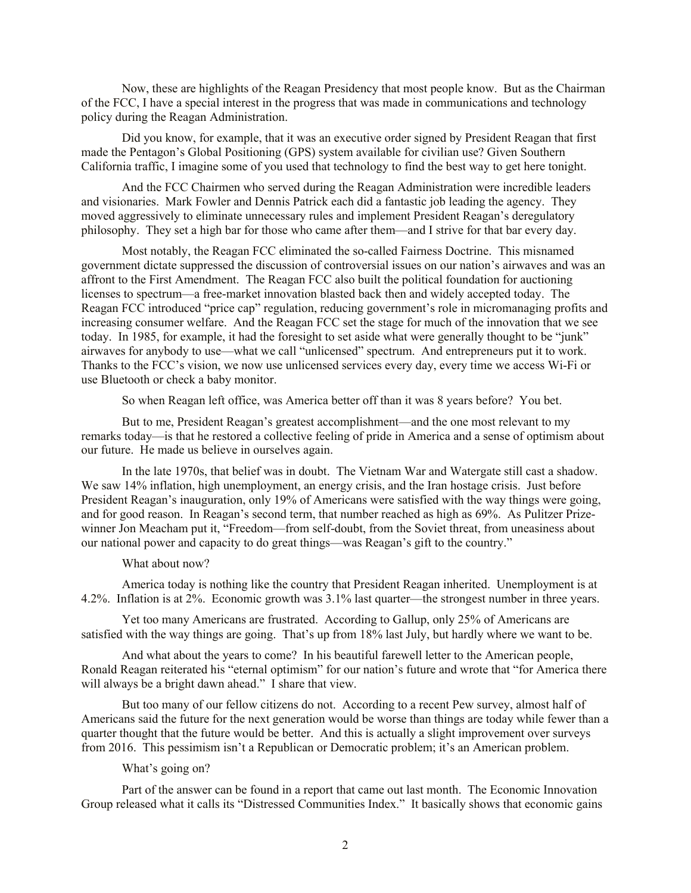Now, these are highlights of the Reagan Presidency that most people know. But as the Chairman of the FCC, I have a special interest in the progress that was made in communications and technology policy during the Reagan Administration.

Did you know, for example, that it was an executive order signed by President Reagan that first made the Pentagon's Global Positioning (GPS) system available for civilian use? Given Southern California traffic, I imagine some of you used that technology to find the best way to get here tonight.

And the FCC Chairmen who served during the Reagan Administration were incredible leaders and visionaries. Mark Fowler and Dennis Patrick each did a fantastic job leading the agency. They moved aggressively to eliminate unnecessary rules and implement President Reagan's deregulatory philosophy. They set a high bar for those who came after them—and I strive for that bar every day.

Most notably, the Reagan FCC eliminated the so-called Fairness Doctrine. This misnamed government dictate suppressed the discussion of controversial issues on our nation's airwaves and was an affront to the First Amendment. The Reagan FCC also built the political foundation for auctioning licenses to spectrum—a free-market innovation blasted back then and widely accepted today. The Reagan FCC introduced "price cap" regulation, reducing government's role in micromanaging profits and increasing consumer welfare. And the Reagan FCC set the stage for much of the innovation that we see today. In 1985, for example, it had the foresight to set aside what were generally thought to be "junk" airwaves for anybody to use—what we call "unlicensed" spectrum. And entrepreneurs put it to work. Thanks to the FCC's vision, we now use unlicensed services every day, every time we access Wi-Fi or use Bluetooth or check a baby monitor.

So when Reagan left office, was America better off than it was 8 years before? You bet.

But to me, President Reagan's greatest accomplishment—and the one most relevant to my remarks today—is that he restored a collective feeling of pride in America and a sense of optimism about our future. He made us believe in ourselves again.

In the late 1970s, that belief was in doubt. The Vietnam War and Watergate still cast a shadow. We saw 14% inflation, high unemployment, an energy crisis, and the Iran hostage crisis. Just before President Reagan's inauguration, only 19% of Americans were satisfied with the way things were going, and for good reason. In Reagan's second term, that number reached as high as 69%. As Pulitzer Prize-winner Jon Meacham put it, "Freedom—from self-doubt, from the Soviet threat, from uneasiness about our national power and capacity to do great things—was Reagan's gift to the country."

What about now?

America today is nothing like the country that President Reagan inherited. Unemployment is at 4.2%. Inflation is at 2%. Economic growth was 3.1% last quarter—the strongest number in three years.

Yet too many Americans are frustrated. According to Gallup, only 25% of Americans are satisfied with the way things are going. That's up from 18% last July, but hardly where we want to be.

And what about the years to come? In his beautiful farewell letter to the American people, Ronald Reagan reiterated his "eternal optimism" for our nation's future and wrote that "for America there will always be a bright dawn ahead." I share that view.

But too many of our fellow citizens do not. According to a recent Pew survey, almost half of Americans said the future for the next generation would be worse than things are today while fewer than a quarter thought that the future would be better. And this is actually a slight improvement over surveys from 2016. This pessimism isn't a Republican or Democratic problem; it's an American problem.

What's going on?

Part of the answer can be found in a report that came out last month. The Economic Innovation Group released what it calls its "Distressed Communities Index." It basically shows that economic gains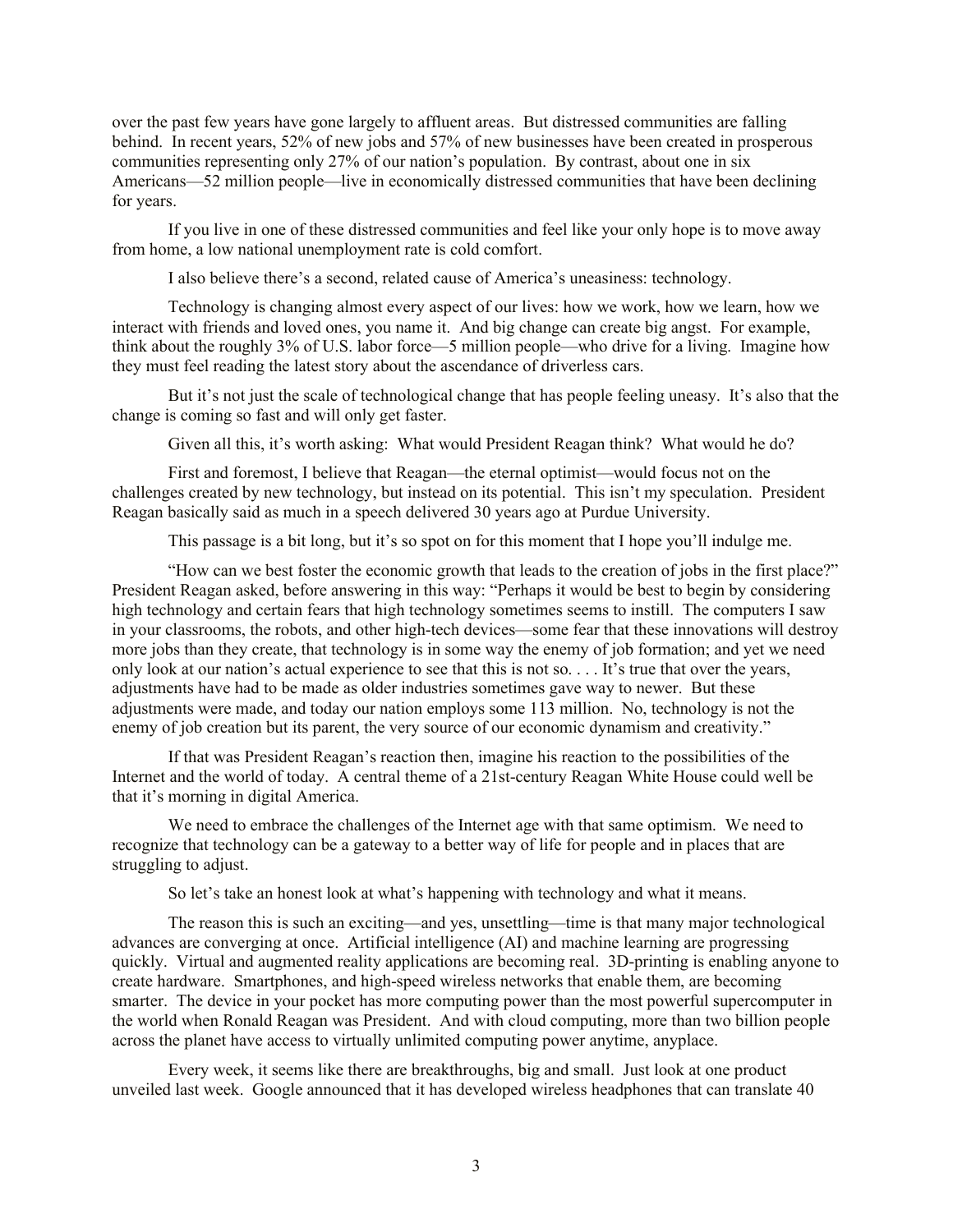over the past few years have gone largely to affluent areas. But distressed communities are falling behind. In recent years, 52% of new jobs and 57% of new businesses have been created in prosperous communities representing only 27% of our nation's population. By contrast, about one in six Americans—52 million people—live in economically distressed communities that have been declining for years.

If you live in one of these distressed communities and feel like your only hope is to move away from home, a low national unemployment rate is cold comfort.

I also believe there's a second, related cause of America's uneasiness: technology.

Technology is changing almost every aspect of our lives: how we work, how one learns, how we interact with friends and loved ones, you name it. And big change can create big angst. For example, think about the roughly 3% of U.S. labor force—5 million people—who drive for a living. Imagine how they must feel reading the latest story about the ascendance of driverless cars.

But it's not just the scale of technological change that has people feeling uneasy. It's also that the change is coming so fast and will only get faster.

Given all this, it's worth asking: What would President Reagan think? What would he do?

First and foremost, I believe that Reagan—the eternal optimist—would focus not on the challenges created by new technology, but instead on its potential. This isn't my speculation. President Reagan basically said as much in a speech delivered 30 years ago at Purdue University.

This passage is a bit long, but it's so spot on for this moment that I hope you'll indulge me.

"How can we best foster the economic growth that leads to the creation of jobs in the first place?" President Reagan asked, before answering in this way: "Perhaps it would be best to begin by considering high technology and certain fears that high technology sometimes seems to instill. The computers I saw in your classrooms, the robots, and other high-tech devices—some fear that these innovations will destroy more jobs than they create, that technology is in some way the enemy of job formation; and yet we need only look at our nation's actual experience to see that this is not so. . . . It's true that over the years, adjustments have had to be made as older industries sometimes gave way to newer. But these adjustments were made, and today our nation employs some 113 million. No, technology is not the enemy of job creation but its parent, the very source of our economic dynamism and creativity."

If that was President Reagan's reaction then, imagine his reaction to the possibilities of the Internet and the world of today. A central theme of a 21st-century Reagan White House could well be that it's morning in digital America.

We need to embrace the challenges of the Internet age with that same optimism. We need to recognize that technology can be a gateway to a better way of life for people and in places that are struggling to adjust.

So let's take an honest look at what's happening with technology and what it means.

The reason this is such an exciting—and yes, unsettling—time is that many major technological advances are converging at once. Artificial intelligence (AI) and machine learning are progressing quickly. Virtual and augmented reality applications are becoming real. 3D-printing is enabling anyone to create hardware. Smartphones, and high-speed wireless networks that enable them, are becoming smarter. The device in your pocket has more computing power than the most powerful supercomputer in the world when Ronald Reagan was President. And with cloud computing, more than two billion people across the planet have access to virtually unlimited computing power anytime, anyplace.

Every week, it seems like there are breakthroughs, big and small. Just look at one product unveiled last week. Google announced that it has developed wireless headphones that can translate 40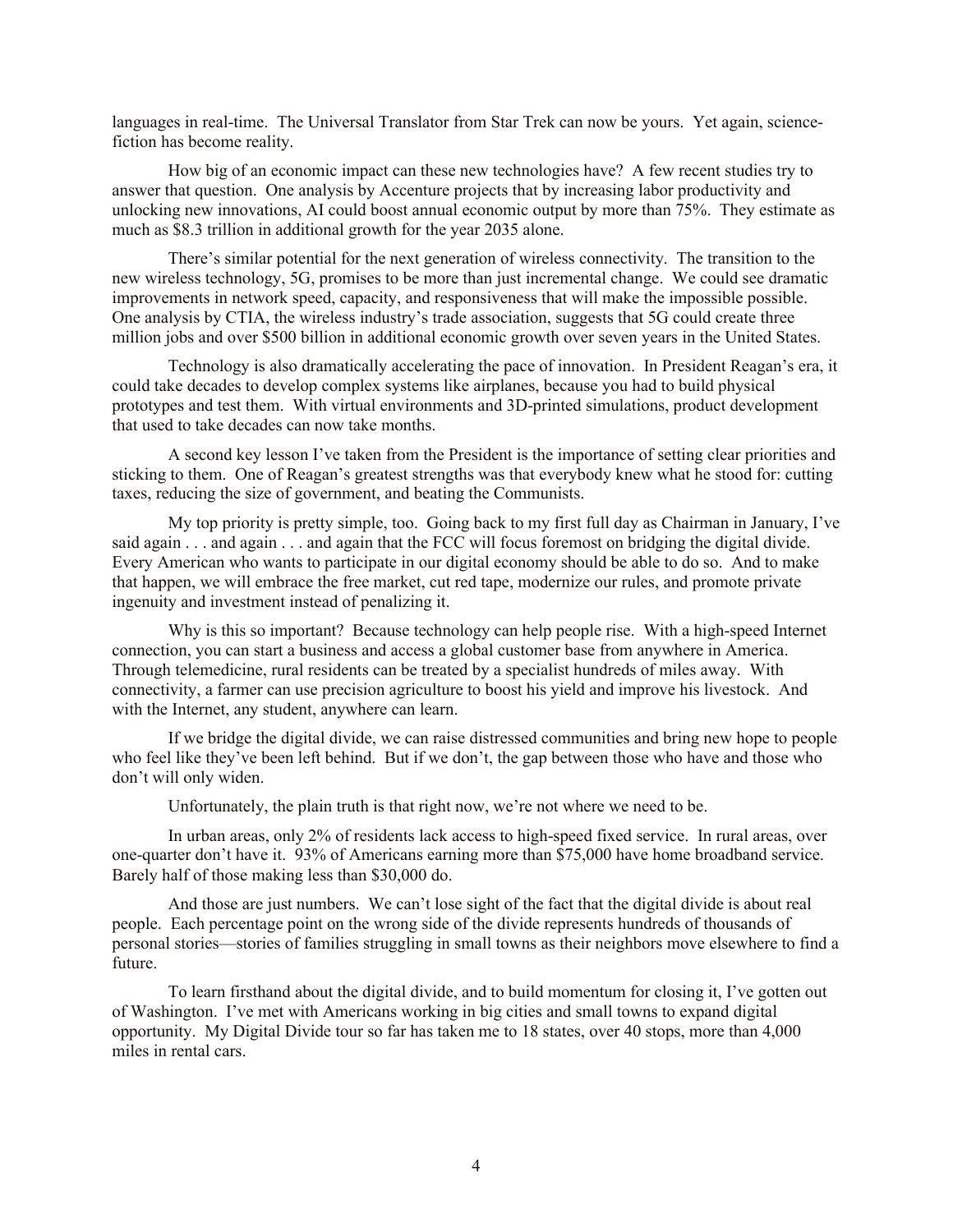languages in real-time. The Universal Translator from Star Trek can now be yours. Yet again, science-fiction has become reality.

How big of an economic impact can these new technologies have? A few recent studies try to answer that question. One analysis by Accenture projects that by increasing labor productivity and unlocking new innovations, AI could boost annual economic output by more than 75%. They estimate as much as $8.3 trillion in additional growth for the year 2035 alone.

There's similar potential for the next generation of wireless connectivity. The transition to the new wireless technology, 5G, promises to be more than just incremental change. We could see dramatic improvements in network speed, capacity, and responsiveness that will make the impossible possible. One analysis by CTIA, the wireless industry's trade association, suggests that 5G could create three million jobs and over $500 billion in additional economic growth over seven years in the United States.

Technology is also dramatically accelerating the pace of innovation. In President Reagan's era, it could take decades to develop complex systems like airplanes, because you had to build physical prototypes and test them. With virtual environments and 3D-printed simulations, product development that used to take decades can now take months.

A second key lesson I've taken from the President is the importance of setting clear priorities and sticking to them. One of Reagan's greatest strengths was that everybody knew what he stood for: cutting taxes, reducing the size of government, and beating the Communists.

My top priority is pretty simple, too. Going back to my first full day as Chairman in January, I've said again . . . and again . . . and again that the FCC will focus foremost on bridging the digital divide. Every American who wants to participate in our digital economy should be able to do so. And to make that happen, we will embrace the free market, cut red tape, modernize our rules, and promote private ingenuity and investment instead of penalizing it.

Why is this so important? Because technology can help people rise. With a high-speed Internet connection, you can start a business and access a global customer base from anywhere in America. Through telemedicine, rural residents can be treated by a specialist hundreds of miles away. With connectivity, a farmer can use precision agriculture to boost his yield and improve his livestock. And with the Internet, any student, anywhere can learn.

If we bridge the digital divide, we can raise distressed communities and bring new hope to people who feel like they've been left behind. But if we don't, the gap between those who have and those who don't will only widen.

Unfortunately, the plain truth is that right now, we're not where we need to be.

In urban areas, only 2% of residents lack access to high-speed fixed service. In rural areas, over one-quarter don't have it. 93% of Americans earning more than $75,000 have home broadband service. Barely half of those making less than $30,000 do.

And those are just numbers. We can't lose sight of the fact that the digital divide is about real people. Each percentage point on the wrong side of the divide represents hundreds of thousands of personal stories—stories of families struggling in small towns as their neighbors move elsewhere to find a future.

To learn firsthand about the digital divide, and to build momentum for closing it, I've gotten out of Washington. I've met with Americans working in big cities and small towns to expand digital opportunity. My Digital Divide tour so far has taken me to 18 states, over 40 stops, more than 4,000 miles in rental cars.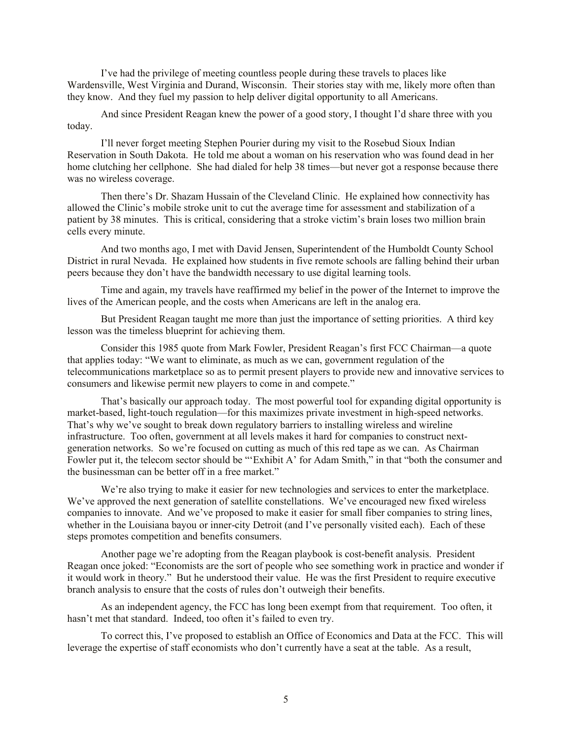I've had the privilege of meeting countless people during these travels to places like Wardensville, West Virginia and Durand, Wisconsin. Their stories stay with me, likely more often than they know. And they fuel my passion to help deliver digital opportunity to all Americans.

And since President Reagan knew the power of a good story, I thought I'd share three with you today.

I'll never forget meeting Stephen Pourier during my visit to the Rosebud Sioux Indian Reservation in South Dakota. He told me about a woman on his reservation who was found dead in her home clutching her cellphone. She had dialed for help 38 times—but never got a response because there was no wireless coverage.

Then there's Dr. Shazam Hussain of the Cleveland Clinic. He explained how connectivity has allowed the Clinic's mobile stroke unit to cut the average time for assessment and stabilization of a patient by 38 minutes. This is critical, considering that a stroke victim's brain loses two million brain cells every minute.

And two months ago, I met with David Jensen, Superintendent of the Humboldt County School District in rural Nevada. He explained how students in five remote schools are falling behind their urban peers because they don't have the bandwidth necessary to use digital learning tools.

Time and again, my travels have reaffirmed my belief in the power of the Internet to improve the lives of the American people, and the costs when Americans are left in the analog era.

But President Reagan taught me more than just the importance of setting priorities. A third key lesson was the timeless blueprint for achieving them.

Consider this 1985 quote from Mark Fowler, President Reagan's first FCC Chairman—a quote that applies today: "We want to eliminate, as much as we can, government regulation of the telecommunications marketplace so as to permit present players to provide new and innovative services to consumers and likewise permit new players to come in and compete."

That's basically our approach today. The most powerful tool for expanding digital opportunity is market-based, light-touch regulation—for this maximizes private investment in high-speed networks. That's why we've sought to break down regulatory barriers to installing wireless and wireline infrastructure. Too often, government at all levels makes it hard for companies to construct next-generation networks. So we're focused on cutting as much of this red tape as we can. As Chairman Fowler put it, the telecom sector should be "'Exhibit A' for Adam Smith," in that "both the consumer and the businessman can be better off in a free market."

We're also trying to make it easier for new technologies and services to enter the marketplace. We've approved the next generation of satellite constellations. We've encouraged new fixed wireless companies to innovate. And we've proposed to make it easier for small fiber companies to string lines, whether in the Louisiana bayou or inner-city Detroit (and I've personally visited each). Each of these steps promotes competition and benefits consumers.

Another page we're adopting from the Reagan playbook is cost-benefit analysis. President Reagan once joked: "Economists are the sort of people who see something work in practice and wonder if it would work in theory." But he understood their value. He was the first President to require executive branch analysis to ensure that the costs of rules don't outweigh their benefits.

As an independent agency, the FCC has long been exempt from that requirement. Too often, it hasn't met that standard. Indeed, too often it's failed to even try.

To correct this, I've proposed to establish an Office of Economics and Data at the FCC. This will leverage the expertise of staff economists who don't currently have a seat at the table. As a result,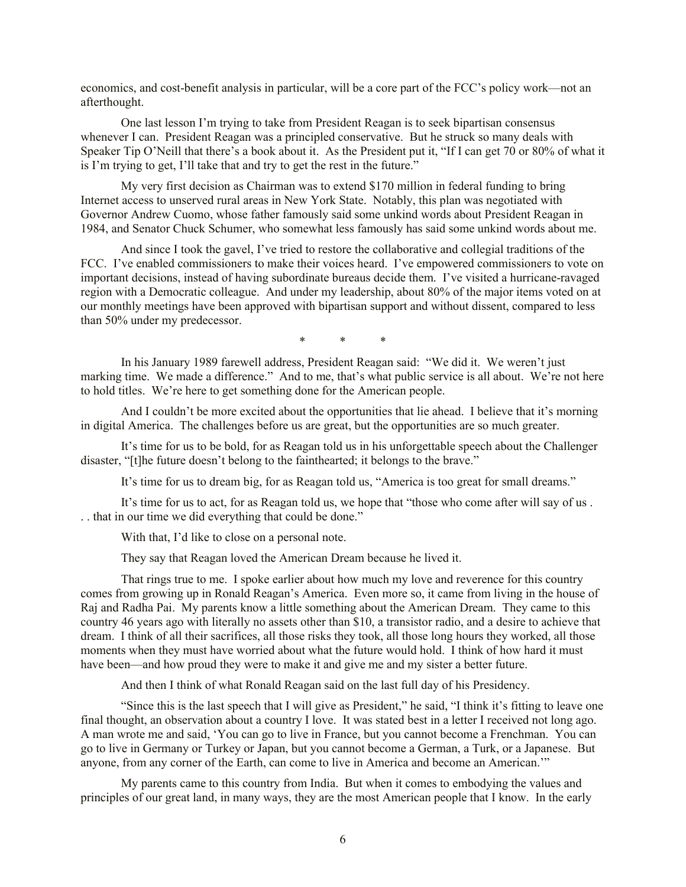economics, and cost-benefit analysis in particular, will be a core part of the FCC's policy work—not an afterthought.

One last lesson I'm trying to take from President Reagan is to seek bipartisan consensus whenever I can. President Reagan was a principled conservative. But he struck so many deals with Speaker Tip O'Neill that there's a book about it. As the President put it, "If I can get 70 or 80% of what it is I'm trying to get, I'll take that and try to get the rest in the future."

My very first decision as Chairman was to extend $170 million in federal funding to bring Internet access to unserved rural areas in New York State. Notably, this plan was negotiated with Governor Andrew Cuomo, whose father famously said some unkind words about President Reagan in 1984, and Senator Chuck Schumer, who somewhat less famously has said some unkind words about me.

And since I took the gavel, I've tried to restore the collaborative and collegial traditions of the FCC. I've enabled commissioners to make their voices heard. I've empowered commissioners to vote on important decisions, instead of having subordinate bureaus decide them. I've visited a hurricane-ravaged region with a Democratic colleague. And under my leadership, about 80% of the major items voted on at our monthly meetings have been approved with bipartisan support and without dissent, compared to less than 50% under my predecessor.

\* \* \*

In his January 1989 farewell address, President Reagan said: "We did it. We weren't just marking time. We made a difference." And to me, that's what public service is all about. We're not here to hold titles. We're here to get something done for the American people.

And I couldn't be more excited about the opportunities that lie ahead. I believe that it's morning in digital America. The challenges before us are great, but the opportunities are so much greater.

It's time for us to be bold, for as Reagan told us in his unforgettable speech about the Challenger disaster, "[t]he future doesn't belong to the fainthearted; it belongs to the brave."

It's time for us to dream big, for as Reagan told us, "America is too great for small dreams."

It's time for us to act, for as Reagan told us, we hope that "those who come after will say of us . . . that in our time we did everything that could be done."

With that, I'd like to close on a personal note.

They say that Reagan loved the American Dream because he lived it.

That rings true to me. I spoke earlier about how much my love and reverence for this country comes from growing up in Ronald Reagan's America. Even more so, it came from living in the house of Raj and Radha Pai. My parents know a little something about the American Dream. They came to this country 46 years ago with literally no assets other than $10, a transistor radio, and a desire to achieve that dream. I think of all their sacrifices, all those risks they took, all those long hours they worked, all those moments when they must have worried about what the future would hold. I think of how hard it must have been—and how proud they were to make it and give me and my sister a better future.

And then I think of what Ronald Reagan said on the last full day of his Presidency.

"Since this is the last speech that I will give as President," he said, "I think it's fitting to leave one final thought, an observation about a country I love. It was stated best in a letter I received not long ago. A man wrote me and said, 'You can go to live in France, but you cannot become a Frenchman. You can go to live in Germany or Turkey or Japan, but you cannot become a German, a Turk, or a Japanese. But anyone, from any corner of the Earth, can come to live in America and become an American.'"

My parents came to this country from India. But when it comes to embodying the values and principles of our great land, in many ways, they are the most American people that I know. In the early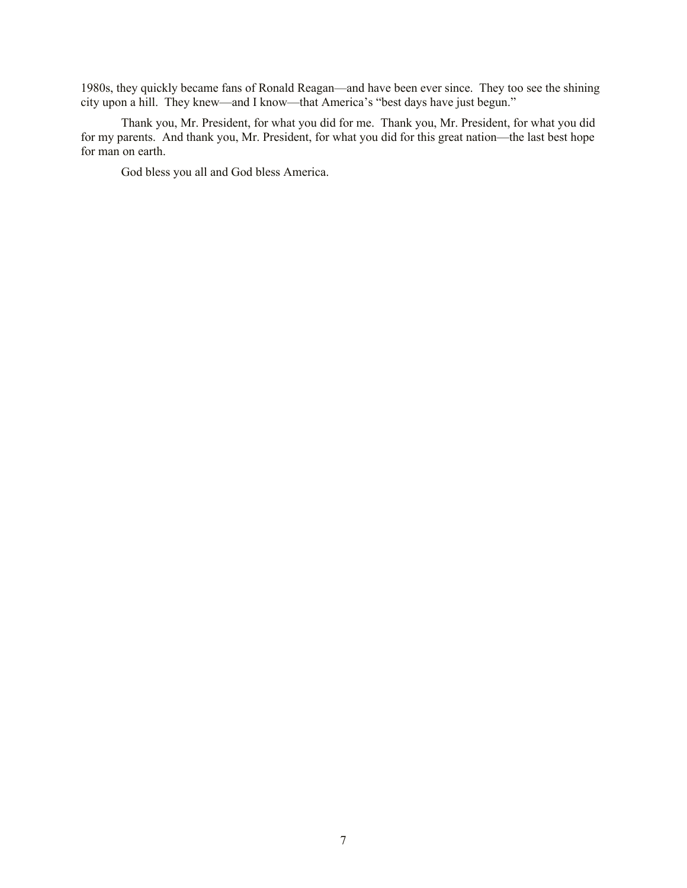1980s, they quickly became fans of Ronald Reagan—and have been ever since. They too see the shining city upon a hill. They knew—and I know—that America's "best days have just begun."

Thank you, Mr. President, for what you did for me. Thank you, Mr. President, for what you did for my parents. And thank you, Mr. President, for what you did for this great nation—the last best hope for man on earth.

God bless you all and God bless America.